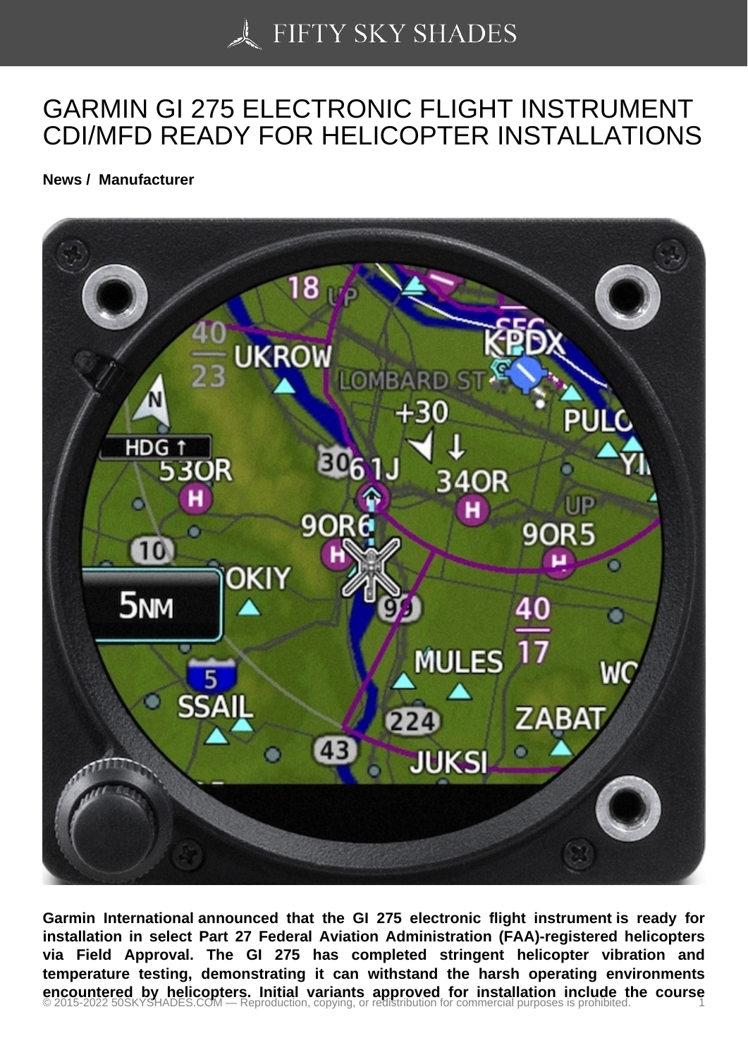# GARMIN GI 275 ELECTRONIC FLIGHT INSTRUMENT CDI/MFD READY FOR HELICOPTER INSTALLATIONS

**News / Manufacturer**

**Garmin International announced that the GI 275 electronic flight instrument is ready for installation in select Part 27 Federal Aviation Administration (FAA)-registered helicopters via Field Approval. The GI 275 has completed stringent helicopter vibration and temperature testing, demonstrating it can withstand the harsh operating environments encountered by helicopters. Initial variants approved for installation include the course**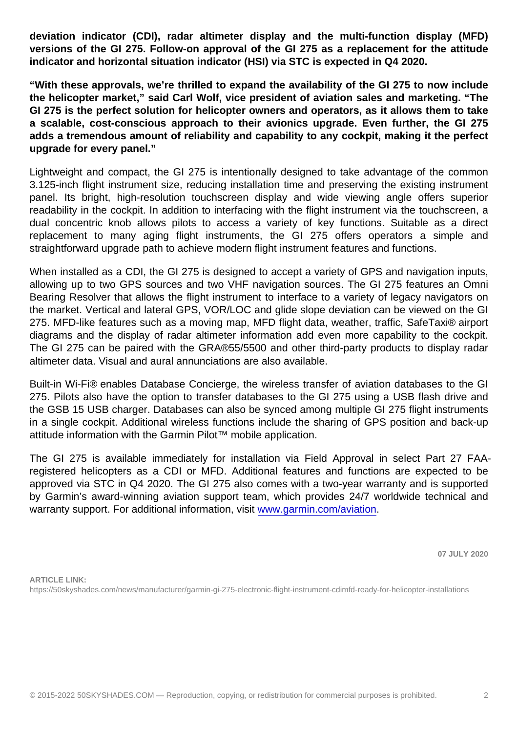**deviation indicator (CDI), radar altimeter display and the multi-function display (MFD) versions of the GI 275. Follow-on approval of the GI 275 as a replacement for the attitude indicator and horizontal situation indicator (HSI) via STC is expected in Q4 2020.**

**“With these approvals, we’re thrilled to expand the availability of the GI 275 to now include the helicopter market,” said Carl Wolf, vice president of aviation sales and marketing. “The GI 275 is the perfect solution for helicopter owners and operators, as it allows them to take a scalable, cost-conscious approach to their avionics upgrade. Even further, the GI 275 adds a tremendous amount of reliability and capability to any cockpit, making it the perfect upgrade for every panel.”**

Lightweight and compact, the GI 275 is intentionally designed to take advantage of the common 3.125-inch flight instrument size, reducing installation time and preserving the existing instrument panel. Its bright, high-resolution touchscreen display and wide viewing angle offers superior readability in the cockpit. In addition to interfacing with the flight instrument via the touchscreen, a dual concentric knob allows pilots to access a variety of key functions. Suitable as a direct replacement to many aging flight instruments, the GI 275 offers operators a simple and straightforward upgrade path to achieve modern flight instrument features and functions.

When installed as a CDI, the GI 275 is designed to accept a variety of GPS and navigation inputs, allowing up to two GPS sources and two VHF navigation sources. The GI 275 features an Omni Bearing Resolver that allows the flight instrument to interface to a variety of legacy navigators on the market. Vertical and lateral GPS, VOR/LOC and glide slope deviation can be viewed on the GI 275. MFD-like features such as a moving map, MFD flight data, weather, traffic, SafeTaxi® airport diagrams and the display of radar altimeter information add even more capability to the cockpit. The GI 275 can be paired with the GRA®55/5500 and other third-party products to display radar altimeter data. Visual and aural annunciations are also available.

Built-in Wi-Fi® enables Database Concierge, the wireless transfer of aviation databases to the GI 275. Pilots also have the option to transfer databases to the GI 275 using a USB flash drive and the GSB 15 USB charger. Databases can also be synced among multiple GI 275 flight instruments in a single cockpit. Additional wireless functions include the sharing of GPS position and back-up attitude information with the Garmin Pilot™ mobile application.

The GI 275 is available immediately for installation via Field Approval in select Part 27 FAA-registered helicopters as a CDI or MFD. Additional features and functions are expected to be approved via STC in Q4 2020. The GI 275 also comes with a two-year warranty and is supported by Garmin’s award-winning aviation support team, which provides 24/7 worldwide technical and warranty support. For additional information, visit www.garmin.com/aviation.

**07 JULY 2020**

**ARTICLE LINK:**
https://50skyshades.com/news/manufacturer/garmin-gi-275-electronic-flight-instrument-cdimfd-ready-for-helicopter-installations